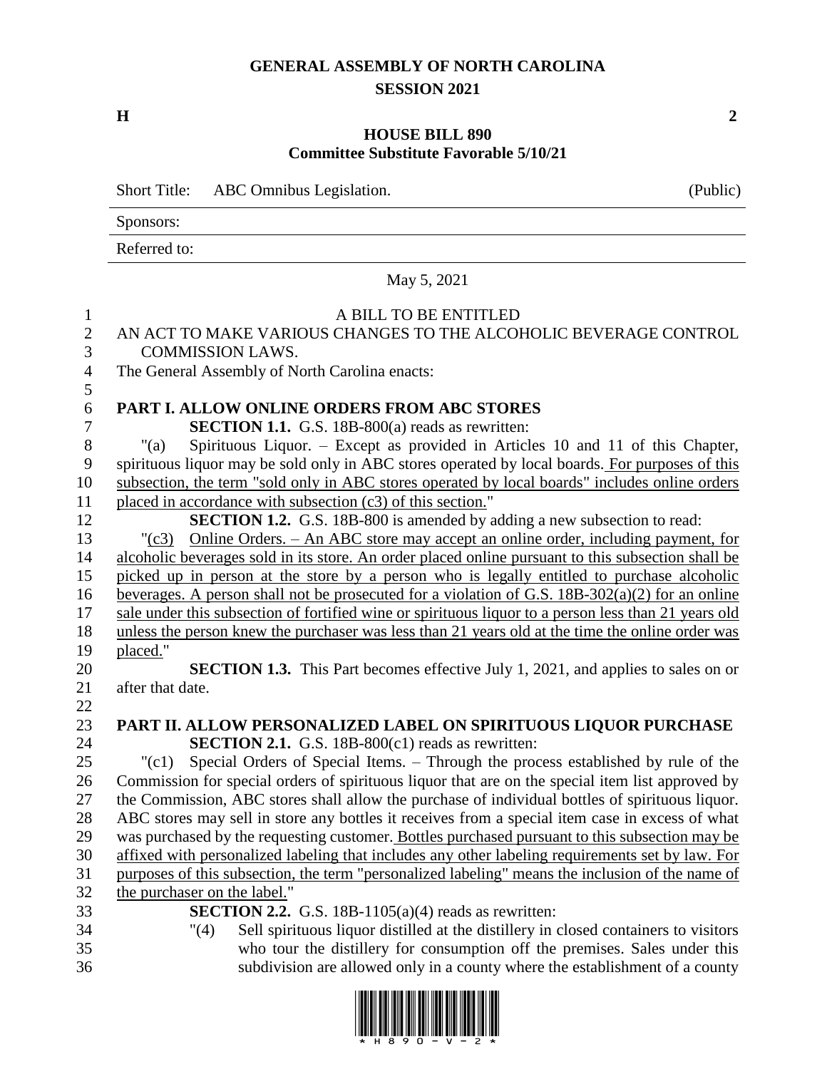**GENERAL ASSEMBLY OF NORTH CAROLINA**
**SESSION 2021**

**H** **2**

**HOUSE BILL 890**
**Committee Substitute Favorable 5/10/21**

Short Title: ABC Omnibus Legislation. (Public)

Sponsors:

Referred to:

May 5, 2021

A BILL TO BE ENTITLED

AN ACT TO MAKE VARIOUS CHANGES TO THE ALCOHOLIC BEVERAGE CONTROL COMMISSION LAWS.

The General Assembly of North Carolina enacts:

**PART I. ALLOW ONLINE ORDERS FROM ABC STORES**

**SECTION 1.1.** G.S. 18B-800(a) reads as rewritten:

"(a) Spirituous Liquor. – Except as provided in Articles 10 and 11 of this Chapter, spirituous liquor may be sold only in ABC stores operated by local boards. For purposes of this subsection, the term "sold only in ABC stores operated by local boards" includes online orders placed in accordance with subsection (c3) of this section."

**SECTION 1.2.** G.S. 18B-800 is amended by adding a new subsection to read:

"(c3) Online Orders. – An ABC store may accept an online order, including payment, for alcoholic beverages sold in its store. An order placed online pursuant to this subsection shall be picked up in person at the store by a person who is legally entitled to purchase alcoholic beverages. A person shall not be prosecuted for a violation of G.S. 18B-302(a)(2) for an online sale under this subsection of fortified wine or spirituous liquor to a person less than 21 years old unless the person knew the purchaser was less than 21 years old at the time the online order was placed."

**SECTION 1.3.** This Part becomes effective July 1, 2021, and applies to sales on or after that date.

**PART II. ALLOW PERSONALIZED LABEL ON SPIRITUOUS LIQUOR PURCHASE**

**SECTION 2.1.** G.S. 18B-800(c1) reads as rewritten:

"(c1) Special Orders of Special Items. – Through the process established by rule of the Commission for special orders of spirituous liquor that are on the special item list approved by the Commission, ABC stores shall allow the purchase of individual bottles of spirituous liquor. ABC stores may sell in store any bottles it receives from a special item case in excess of what was purchased by the requesting customer. Bottles purchased pursuant to this subsection may be affixed with personalized labeling that includes any other labeling requirements set by law. For purposes of this subsection, the term "personalized labeling" means the inclusion of the name of the purchaser on the label."

**SECTION 2.2.** G.S. 18B-1105(a)(4) reads as rewritten:

"(4) Sell spirituous liquor distilled at the distillery in closed containers to visitors who tour the distillery for consumption off the premises. Sales under this subdivision are allowed only in a county where the establishment of a county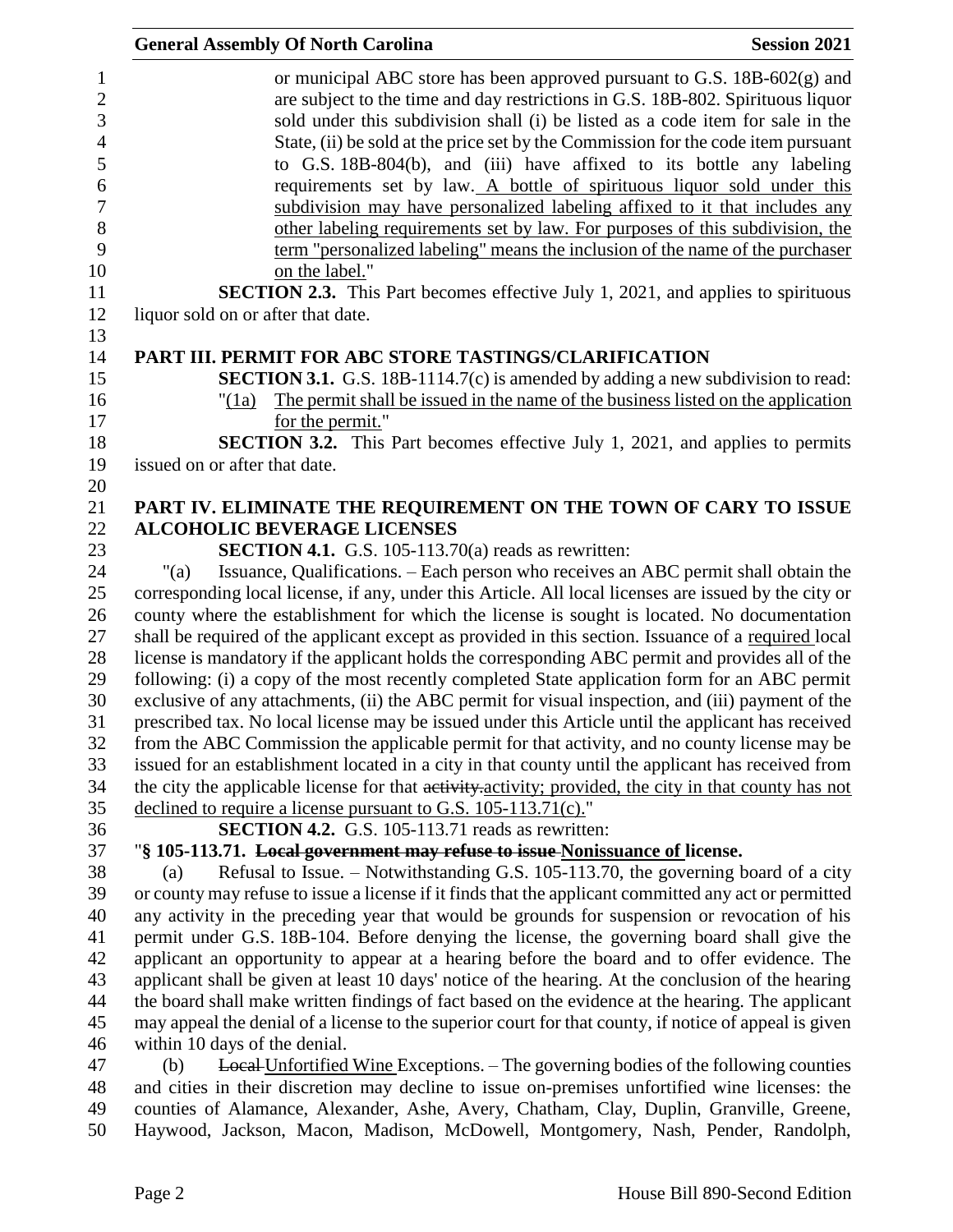or municipal ABC store has been approved pursuant to G.S. 18B-602(g) and are subject to the time and day restrictions in G.S. 18B-802. Spirituous liquor sold under this subdivision shall (i) be listed as a code item for sale in the State, (ii) be sold at the price set by the Commission for the code item pursuant to G.S. 18B-804(b), and (iii) have affixed to its bottle any labeling requirements set by law. A bottle of spirituous liquor sold under this subdivision may have personalized labeling affixed to it that includes any other labeling requirements set by law. For purposes of this subdivision, the term "personalized labeling" means the inclusion of the name of the purchaser on the label."

**SECTION 2.3.** This Part becomes effective July 1, 2021, and applies to spirituous liquor sold on or after that date.

**PART III. PERMIT FOR ABC STORE TASTINGS/CLARIFICATION**

**SECTION 3.1.** G.S. 18B-1114.7(c) is amended by adding a new subdivision to read:

"(1a) The permit shall be issued in the name of the business listed on the application for the permit."

**SECTION 3.2.** This Part becomes effective July 1, 2021, and applies to permits issued on or after that date.

**PART IV. ELIMINATE THE REQUIREMENT ON THE TOWN OF CARY TO ISSUE ALCOHOLIC BEVERAGE LICENSES**

**SECTION 4.1.** G.S. 105-113.70(a) reads as rewritten:

"(a) Issuance, Qualifications. – Each person who receives an ABC permit shall obtain the corresponding local license, if any, under this Article. All local licenses are issued by the city or county where the establishment for which the license is sought is located. No documentation shall be required of the applicant except as provided in this section. Issuance of a required local license is mandatory if the applicant holds the corresponding ABC permit and provides all of the following: (i) a copy of the most recently completed State application form for an ABC permit exclusive of any attachments, (ii) the ABC permit for visual inspection, and (iii) payment of the prescribed tax. No local license may be issued under this Article until the applicant has received from the ABC Commission the applicable permit for that activity, and no county license may be issued for an establishment located in a city in that county until the applicant has received from the city the applicable license for that ~~activity.~~activity; provided, the city in that county has not declined to require a license pursuant to G.S. 105-113.71(c)."

**SECTION 4.2.** G.S. 105-113.71 reads as rewritten:

"**§ 105-113.71. ~~Local government may refuse to issue~~ Nonissuance of license.**

(a) Refusal to Issue. – Notwithstanding G.S. 105-113.70, the governing board of a city or county may refuse to issue a license if it finds that the applicant committed any act or permitted any activity in the preceding year that would be grounds for suspension or revocation of his permit under G.S. 18B-104. Before denying the license, the governing board shall give the applicant an opportunity to appear at a hearing before the board and to offer evidence. The applicant shall be given at least 10 days' notice of the hearing. At the conclusion of the hearing the board shall make written findings of fact based on the evidence at the hearing. The applicant may appeal the denial of a license to the superior court for that county, if notice of appeal is given within 10 days of the denial.

(b) ~~Local~~ Unfortified Wine Exceptions. – The governing bodies of the following counties and cities in their discretion may decline to issue on-premises unfortified wine licenses: the counties of Alamance, Alexander, Ashe, Avery, Chatham, Clay, Duplin, Granville, Greene, Haywood, Jackson, Macon, Madison, McDowell, Montgomery, Nash, Pender, Randolph,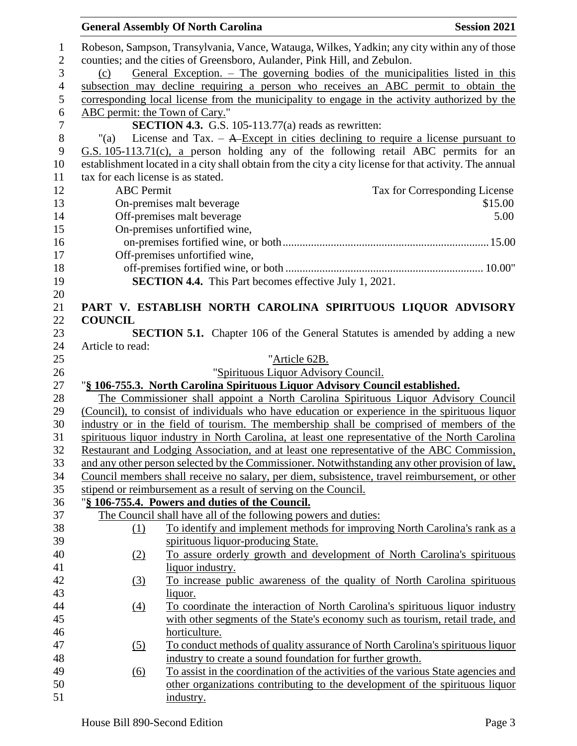Robeson, Sampson, Transylvania, Vance, Watauga, Wilkes, Yadkin; any city within any of those counties; and the cities of Greensboro, Aulander, Pink Hill, and Zebulon.

(c) General Exception. – The governing bodies of the municipalities listed in this subsection may decline requiring a person who receives an ABC permit to obtain the corresponding local license from the municipality to engage in the activity authorized by the ABC permit: the Town of Cary."

**SECTION 4.3.** G.S. 105-113.77(a) reads as rewritten:

"(a) License and Tax. – ~~A~~ Except in cities declining to require a license pursuant to G.S. 105-113.71(c), a person holding any of the following retail ABC permits for an establishment located in a city shall obtain from the city a city license for that activity. The annual tax for each license is as stated.

| ABC Permit | Tax for Corresponding License |
|---|---|
| On-premises malt beverage | $15.00 |
| Off-premises malt beverage | 5.00 |
| On-premises unfortified wine, on-premises fortified wine, or both | 15.00 |
| Off-premises unfortified wine, off-premises fortified wine, or both | 10.00" |

**SECTION 4.4.** This Part becomes effective July 1, 2021.

## PART V. ESTABLISH NORTH CAROLINA SPIRITUOUS LIQUOR ADVISORY COUNCIL

**SECTION 5.1.** Chapter 106 of the General Statutes is amended by adding a new Article to read:

"Article 62B.

"Spirituous Liquor Advisory Council.

"**§ 106-755.3. North Carolina Spirituous Liquor Advisory Council established.**

The Commissioner shall appoint a North Carolina Spirituous Liquor Advisory Council (Council), to consist of individuals who have education or experience in the spirituous liquor industry or in the field of tourism. The membership shall be comprised of members of the spirituous liquor industry in North Carolina, at least one representative of the North Carolina Restaurant and Lodging Association, and at least one representative of the ABC Commission, and any other person selected by the Commissioner. Notwithstanding any other provision of law, Council members shall receive no salary, per diem, subsistence, travel reimbursement, or other stipend or reimbursement as a result of serving on the Council.

"**§ 106-755.4. Powers and duties of the Council.**

The Council shall have all of the following powers and duties:

(1) To identify and implement methods for improving North Carolina's rank as a spirituous liquor-producing State.

(2) To assure orderly growth and development of North Carolina's spirituous liquor industry.

(3) To increase public awareness of the quality of North Carolina spirituous liquor.

(4) To coordinate the interaction of North Carolina's spirituous liquor industry with other segments of the State's economy such as tourism, retail trade, and horticulture.

(5) To conduct methods of quality assurance of North Carolina's spirituous liquor industry to create a sound foundation for further growth.

(6) To assist in the coordination of the activities of the various State agencies and other organizations contributing to the development of the spirituous liquor industry.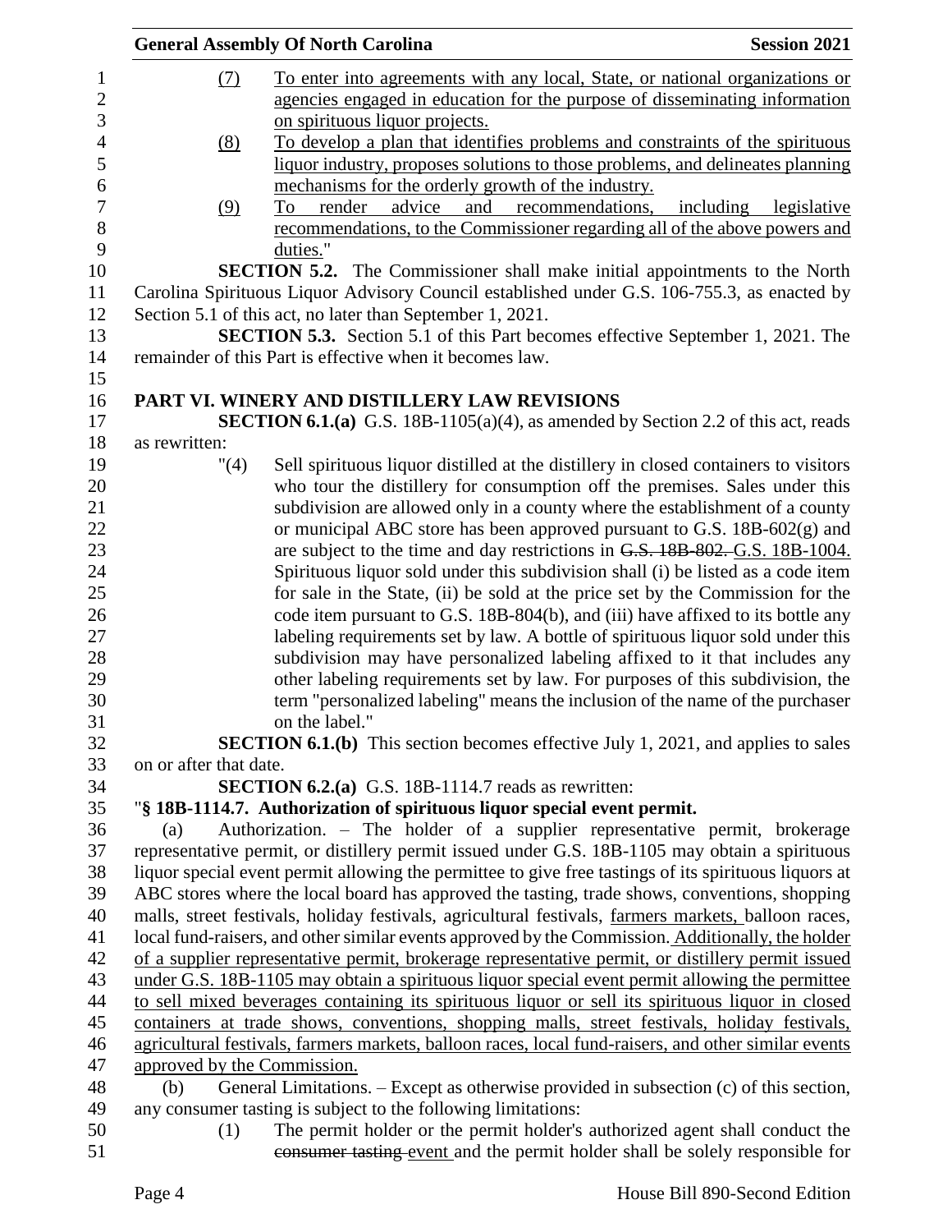(7) To enter into agreements with any local, State, or national organizations or agencies engaged in education for the purpose of disseminating information on spirituous liquor projects.

(8) To develop a plan that identifies problems and constraints of the spirituous liquor industry, proposes solutions to those problems, and delineates planning mechanisms for the orderly growth of the industry.

(9) To render advice and recommendations, including legislative recommendations, to the Commissioner regarding all of the above powers and duties."

**SECTION 5.2.** The Commissioner shall make initial appointments to the North Carolina Spirituous Liquor Advisory Council established under G.S. 106-755.3, as enacted by Section 5.1 of this act, no later than September 1, 2021.

**SECTION 5.3.** Section 5.1 of this Part becomes effective September 1, 2021. The remainder of this Part is effective when it becomes law.

## PART VI. WINERY AND DISTILLERY LAW REVISIONS

**SECTION 6.1.(a)** G.S. 18B-1105(a)(4), as amended by Section 2.2 of this act, reads as rewritten:

"(4) Sell spirituous liquor distilled at the distillery in closed containers to visitors who tour the distillery for consumption off the premises. Sales under this subdivision are allowed only in a county where the establishment of a county or municipal ABC store has been approved pursuant to G.S. 18B-602(g) and are subject to the time and day restrictions in ~~G.S. 18B-802.~~ G.S. 18B-1004. Spirituous liquor sold under this subdivision shall (i) be listed as a code item for sale in the State, (ii) be sold at the price set by the Commission for the code item pursuant to G.S. 18B-804(b), and (iii) have affixed to its bottle any labeling requirements set by law. A bottle of spirituous liquor sold under this subdivision may have personalized labeling affixed to it that includes any other labeling requirements set by law. For purposes of this subdivision, the term "personalized labeling" means the inclusion of the name of the purchaser on the label."

**SECTION 6.1.(b)** This section becomes effective July 1, 2021, and applies to sales on or after that date.

**SECTION 6.2.(a)** G.S. 18B-1114.7 reads as rewritten:

"**§ 18B-1114.7. Authorization of spirituous liquor special event permit.**

(a) Authorization. – The holder of a supplier representative permit, brokerage representative permit, or distillery permit issued under G.S. 18B-1105 may obtain a spirituous liquor special event permit allowing the permittee to give free tastings of its spirituous liquors at ABC stores where the local board has approved the tasting, trade shows, conventions, shopping malls, street festivals, holiday festivals, agricultural festivals, farmers markets, balloon races, local fund-raisers, and other similar events approved by the Commission. Additionally, the holder of a supplier representative permit, brokerage representative permit, or distillery permit issued under G.S. 18B-1105 may obtain a spirituous liquor special event permit allowing the permittee to sell mixed beverages containing its spirituous liquor or sell its spirituous liquor in closed containers at trade shows, conventions, shopping malls, street festivals, holiday festivals, agricultural festivals, farmers markets, balloon races, local fund-raisers, and other similar events approved by the Commission.

(b) General Limitations. – Except as otherwise provided in subsection (c) of this section, any consumer tasting is subject to the following limitations:

(1) The permit holder or the permit holder's authorized agent shall conduct the ~~consumer tasting~~ event and the permit holder shall be solely responsible for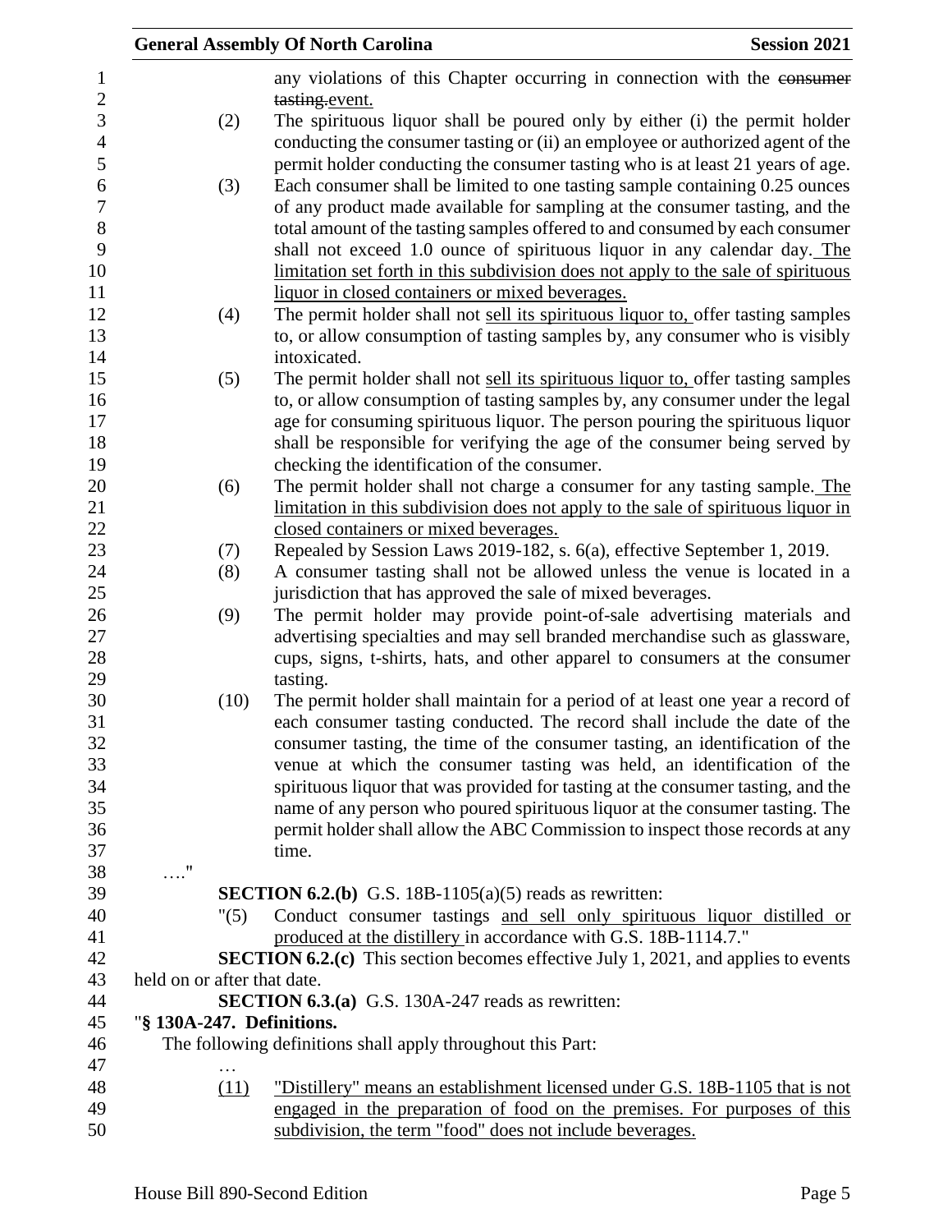any violations of this Chapter occurring in connection with the ~~consumer tasting.~~event.

(2) The spirituous liquor shall be poured only by either (i) the permit holder conducting the consumer tasting or (ii) an employee or authorized agent of the permit holder conducting the consumer tasting who is at least 21 years of age.

(3) Each consumer shall be limited to one tasting sample containing 0.25 ounces of any product made available for sampling at the consumer tasting, and the total amount of the tasting samples offered to and consumed by each consumer shall not exceed 1.0 ounce of spirituous liquor in any calendar day. <u>The limitation set forth in this subdivision does not apply to the sale of spirituous liquor in closed containers or mixed beverages.</u>

(4) The permit holder shall not <u>sell its spirituous liquor to,</u> offer tasting samples to, or allow consumption of tasting samples by, any consumer who is visibly intoxicated.

(5) The permit holder shall not <u>sell its spirituous liquor to,</u> offer tasting samples to, or allow consumption of tasting samples by, any consumer under the legal age for consuming spirituous liquor. The person pouring the spirituous liquor shall be responsible for verifying the age of the consumer being served by checking the identification of the consumer.

(6) The permit holder shall not charge a consumer for any tasting sample. <u>The limitation in this subdivision does not apply to the sale of spirituous liquor in closed containers or mixed beverages.</u>

(7) Repealed by Session Laws 2019-182, s. 6(a), effective September 1, 2019.

(8) A consumer tasting shall not be allowed unless the venue is located in a jurisdiction that has approved the sale of mixed beverages.

(9) The permit holder may provide point-of-sale advertising materials and advertising specialties and may sell branded merchandise such as glassware, cups, signs, t-shirts, hats, and other apparel to consumers at the consumer tasting.

(10) The permit holder shall maintain for a period of at least one year a record of each consumer tasting conducted. The record shall include the date of the consumer tasting, the time of the consumer tasting, an identification of the venue at which the consumer tasting was held, an identification of the spirituous liquor that was provided for tasting at the consumer tasting, and the name of any person who poured spirituous liquor at the consumer tasting. The permit holder shall allow the ABC Commission to inspect those records at any time.

…."

**SECTION 6.2.(b)** G.S. 18B-1105(a)(5) reads as rewritten:

"(5) Conduct consumer tastings <u>and sell only spirituous liquor distilled or produced at the distillery</u> in accordance with G.S. 18B-1114.7."

**SECTION 6.2.(c)** This section becomes effective July 1, 2021, and applies to events held on or after that date.

**SECTION 6.3.(a)** G.S. 130A-247 reads as rewritten:

"**§ 130A-247. Definitions.**

The following definitions shall apply throughout this Part:

…

<u>(11)</u> <u>"Distillery" means an establishment licensed under G.S. 18B-1105 that is not engaged in the preparation of food on the premises. For purposes of this subdivision, the term "food" does not include beverages.</u>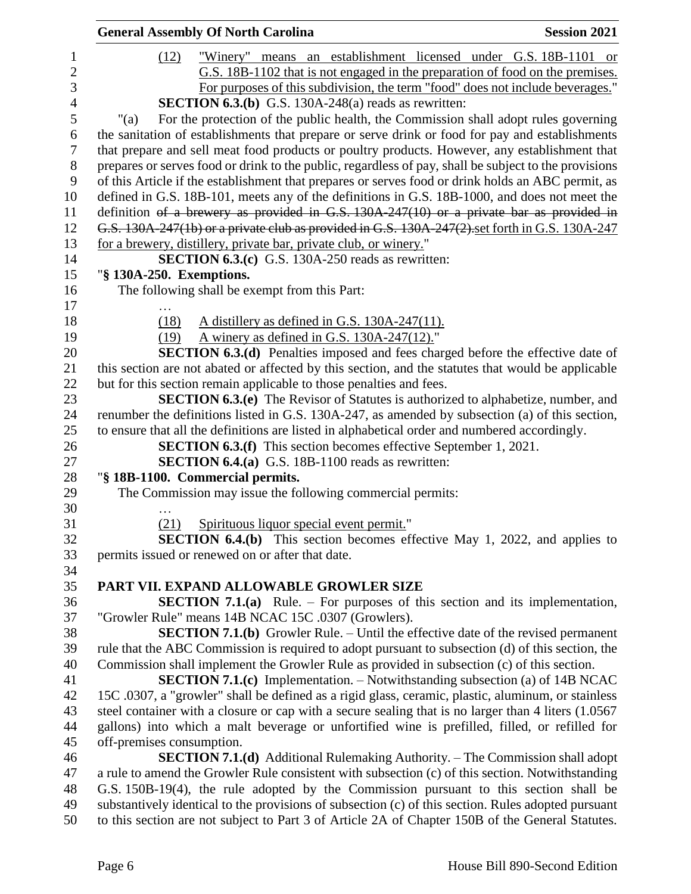(12) "Winery" means an establishment licensed under G.S. 18B-1101 or G.S. 18B-1102 that is not engaged in the preparation of food on the premises. For purposes of this subdivision, the term "food" does not include beverages."

**SECTION 6.3.(b)** G.S. 130A-248(a) reads as rewritten:

"(a) For the protection of the public health, the Commission shall adopt rules governing the sanitation of establishments that prepare or serve drink or food for pay and establishments that prepare and sell meat food products or poultry products. However, any establishment that prepares or serves food or drink to the public, regardless of pay, shall be subject to the provisions of this Article if the establishment that prepares or serves food or drink holds an ABC permit, as defined in G.S. 18B-101, meets any of the definitions in G.S. 18B-1000, and does not meet the definition ~~of a brewery as provided in G.S. 130A-247(10) or a private bar as provided in G.S. 130A-247(1b) or a private club as provided in G.S. 130A-247(2).~~set forth in G.S. 130A-247 for a brewery, distillery, private bar, private club, or winery."

**SECTION 6.3.(c)** G.S. 130A-250 reads as rewritten:

"**§ 130A-250. Exemptions.**

The following shall be exempt from this Part:

…

(18) A distillery as defined in G.S. 130A-247(11).

(19) A winery as defined in G.S. 130A-247(12)."

**SECTION 6.3.(d)** Penalties imposed and fees charged before the effective date of this section are not abated or affected by this section, and the statutes that would be applicable but for this section remain applicable to those penalties and fees.

**SECTION 6.3.(e)** The Revisor of Statutes is authorized to alphabetize, number, and renumber the definitions listed in G.S. 130A-247, as amended by subsection (a) of this section, to ensure that all the definitions are listed in alphabetical order and numbered accordingly.

**SECTION 6.3.(f)** This section becomes effective September 1, 2021.

**SECTION 6.4.(a)** G.S. 18B-1100 reads as rewritten:

"**§ 18B-1100. Commercial permits.**

The Commission may issue the following commercial permits:

…

(21) Spirituous liquor special event permit."

**SECTION 6.4.(b)** This section becomes effective May 1, 2022, and applies to permits issued or renewed on or after that date.

## PART VII. EXPAND ALLOWABLE GROWLER SIZE

**SECTION 7.1.(a)** Rule. – For purposes of this section and its implementation, "Growler Rule" means 14B NCAC 15C .0307 (Growlers).

**SECTION 7.1.(b)** Growler Rule. – Until the effective date of the revised permanent rule that the ABC Commission is required to adopt pursuant to subsection (d) of this section, the Commission shall implement the Growler Rule as provided in subsection (c) of this section.

**SECTION 7.1.(c)** Implementation. – Notwithstanding subsection (a) of 14B NCAC 15C .0307, a "growler" shall be defined as a rigid glass, ceramic, plastic, aluminum, or stainless steel container with a closure or cap with a secure sealing that is no larger than 4 liters (1.0567 gallons) into which a malt beverage or unfortified wine is prefilled, filled, or refilled for off-premises consumption.

**SECTION 7.1.(d)** Additional Rulemaking Authority. – The Commission shall adopt a rule to amend the Growler Rule consistent with subsection (c) of this section. Notwithstanding G.S. 150B-19(4), the rule adopted by the Commission pursuant to this section shall be substantively identical to the provisions of subsection (c) of this section. Rules adopted pursuant to this section are not subject to Part 3 of Article 2A of Chapter 150B of the General Statutes.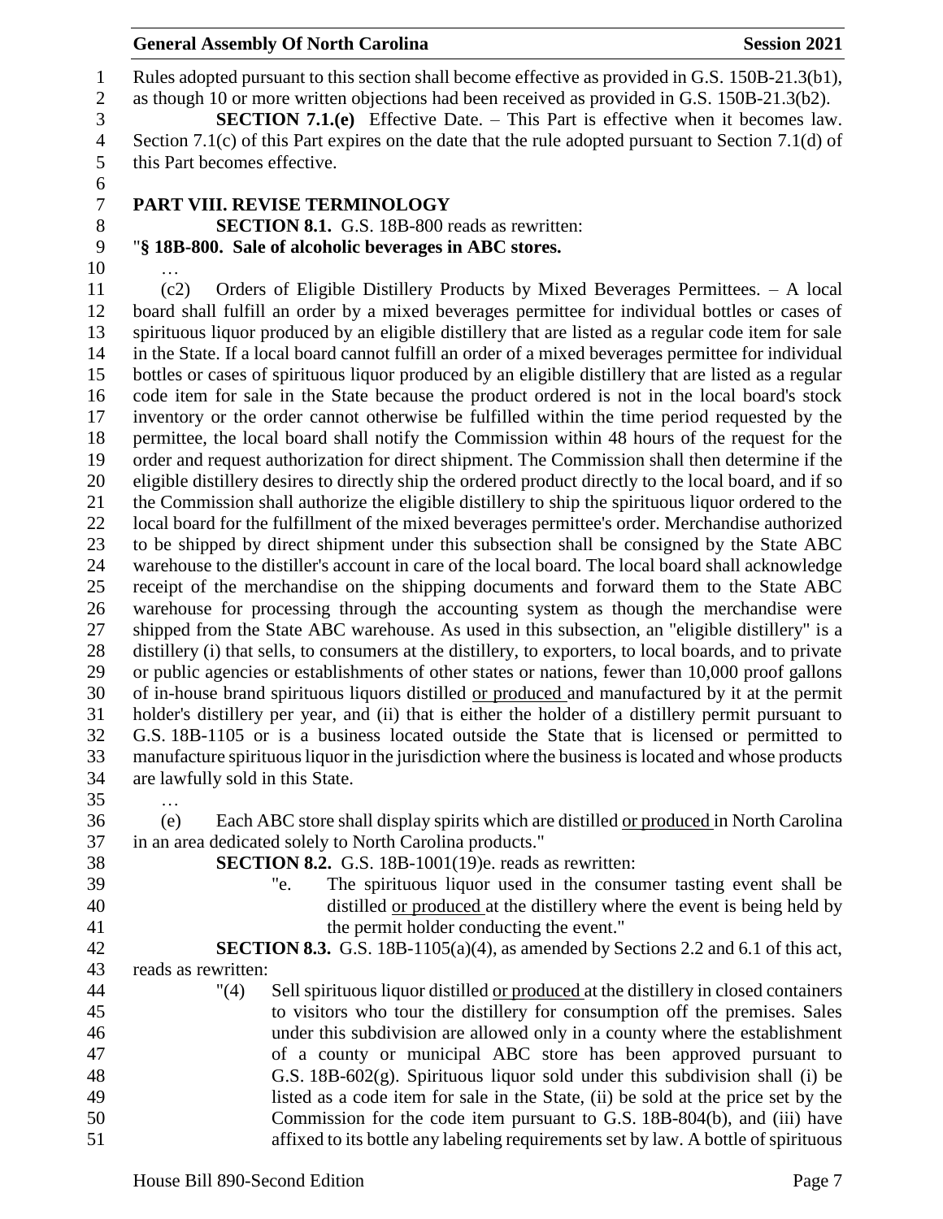Rules adopted pursuant to this section shall become effective as provided in G.S. 150B-21.3(b1), as though 10 or more written objections had been received as provided in G.S. 150B-21.3(b2).

**SECTION 7.1.(e)** Effective Date. – This Part is effective when it becomes law. Section 7.1(c) of this Part expires on the date that the rule adopted pursuant to Section 7.1(d) of this Part becomes effective.

**PART VIII. REVISE TERMINOLOGY**

**SECTION 8.1.** G.S. 18B-800 reads as rewritten:

"**§ 18B-800. Sale of alcoholic beverages in ABC stores.**

…

(c2) Orders of Eligible Distillery Products by Mixed Beverages Permittees. – A local board shall fulfill an order by a mixed beverages permittee for individual bottles or cases of spirituous liquor produced by an eligible distillery that are listed as a regular code item for sale in the State. If a local board cannot fulfill an order of a mixed beverages permittee for individual bottles or cases of spirituous liquor produced by an eligible distillery that are listed as a regular code item for sale in the State because the product ordered is not in the local board's stock inventory or the order cannot otherwise be fulfilled within the time period requested by the permittee, the local board shall notify the Commission within 48 hours of the request for the order and request authorization for direct shipment. The Commission shall then determine if the eligible distillery desires to directly ship the ordered product directly to the local board, and if so the Commission shall authorize the eligible distillery to ship the spirituous liquor ordered to the local board for the fulfillment of the mixed beverages permittee's order. Merchandise authorized to be shipped by direct shipment under this subsection shall be consigned by the State ABC warehouse to the distiller's account in care of the local board. The local board shall acknowledge receipt of the merchandise on the shipping documents and forward them to the State ABC warehouse for processing through the accounting system as though the merchandise were shipped from the State ABC warehouse. As used in this subsection, an "eligible distillery" is a distillery (i) that sells, to consumers at the distillery, to exporters, to local boards, and to private or public agencies or establishments of other states or nations, fewer than 10,000 proof gallons of in-house brand spirituous liquors distilled <u>or produced</u> and manufactured by it at the permit holder's distillery per year, and (ii) that is either the holder of a distillery permit pursuant to G.S. 18B-1105 or is a business located outside the State that is licensed or permitted to manufacture spirituous liquor in the jurisdiction where the business is located and whose products are lawfully sold in this State.

…

(e) Each ABC store shall display spirits which are distilled <u>or produced</u> in North Carolina in an area dedicated solely to North Carolina products."

**SECTION 8.2.** G.S. 18B-1001(19)e. reads as rewritten:

"e. The spirituous liquor used in the consumer tasting event shall be distilled <u>or produced</u> at the distillery where the event is being held by the permit holder conducting the event."

**SECTION 8.3.** G.S. 18B-1105(a)(4), as amended by Sections 2.2 and 6.1 of this act, reads as rewritten:

"(4) Sell spirituous liquor distilled <u>or produced</u> at the distillery in closed containers to visitors who tour the distillery for consumption off the premises. Sales under this subdivision are allowed only in a county where the establishment of a county or municipal ABC store has been approved pursuant to G.S. 18B-602(g). Spirituous liquor sold under this subdivision shall (i) be listed as a code item for sale in the State, (ii) be sold at the price set by the Commission for the code item pursuant to G.S. 18B-804(b), and (iii) have affixed to its bottle any labeling requirements set by law. A bottle of spirituous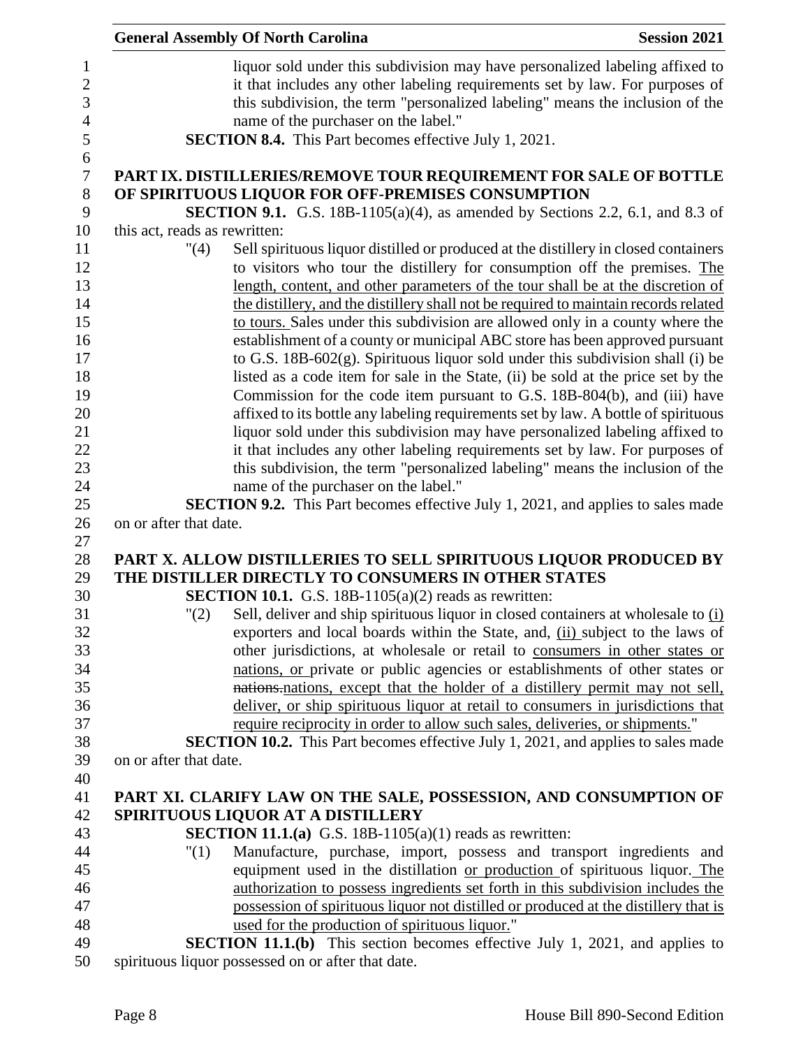liquor sold under this subdivision may have personalized labeling affixed to it that includes any other labeling requirements set by law. For purposes of this subdivision, the term "personalized labeling" means the inclusion of the name of the purchaser on the label."

**SECTION 8.4.** This Part becomes effective July 1, 2021.

## PART IX. DISTILLERIES/REMOVE TOUR REQUIREMENT FOR SALE OF BOTTLE OF SPIRITUOUS LIQUOR FOR OFF-PREMISES CONSUMPTION

**SECTION 9.1.** G.S. 18B-1105(a)(4), as amended by Sections 2.2, 6.1, and 8.3 of this act, reads as rewritten:

"(4) Sell spirituous liquor distilled or produced at the distillery in closed containers to visitors who tour the distillery for consumption off the premises. The length, content, and other parameters of the tour shall be at the discretion of the distillery, and the distillery shall not be required to maintain records related to tours. Sales under this subdivision are allowed only in a county where the establishment of a county or municipal ABC store has been approved pursuant to G.S. 18B-602(g). Spirituous liquor sold under this subdivision shall (i) be listed as a code item for sale in the State, (ii) be sold at the price set by the Commission for the code item pursuant to G.S. 18B-804(b), and (iii) have affixed to its bottle any labeling requirements set by law. A bottle of spirituous liquor sold under this subdivision may have personalized labeling affixed to it that includes any other labeling requirements set by law. For purposes of this subdivision, the term "personalized labeling" means the inclusion of the name of the purchaser on the label."

**SECTION 9.2.** This Part becomes effective July 1, 2021, and applies to sales made on or after that date.

## PART X. ALLOW DISTILLERIES TO SELL SPIRITUOUS LIQUOR PRODUCED BY THE DISTILLER DIRECTLY TO CONSUMERS IN OTHER STATES

**SECTION 10.1.** G.S. 18B-1105(a)(2) reads as rewritten:

"(2) Sell, deliver and ship spirituous liquor in closed containers at wholesale to (i) exporters and local boards within the State, and, (ii) subject to the laws of other jurisdictions, at wholesale or retail to consumers in other states or nations, or private or public agencies or establishments of other states or ~~nations.~~nations, except that the holder of a distillery permit may not sell, deliver, or ship spirituous liquor at retail to consumers in jurisdictions that require reciprocity in order to allow such sales, deliveries, or shipments."

**SECTION 10.2.** This Part becomes effective July 1, 2021, and applies to sales made on or after that date.

## PART XI. CLARIFY LAW ON THE SALE, POSSESSION, AND CONSUMPTION OF SPIRITUOUS LIQUOR AT A DISTILLERY

**SECTION 11.1.(a)** G.S. 18B-1105(a)(1) reads as rewritten:

"(1) Manufacture, purchase, import, possess and transport ingredients and equipment used in the distillation or production of spirituous liquor. The authorization to possess ingredients set forth in this subdivision includes the possession of spirituous liquor not distilled or produced at the distillery that is used for the production of spirituous liquor."

**SECTION 11.1.(b)** This section becomes effective July 1, 2021, and applies to spirituous liquor possessed on or after that date.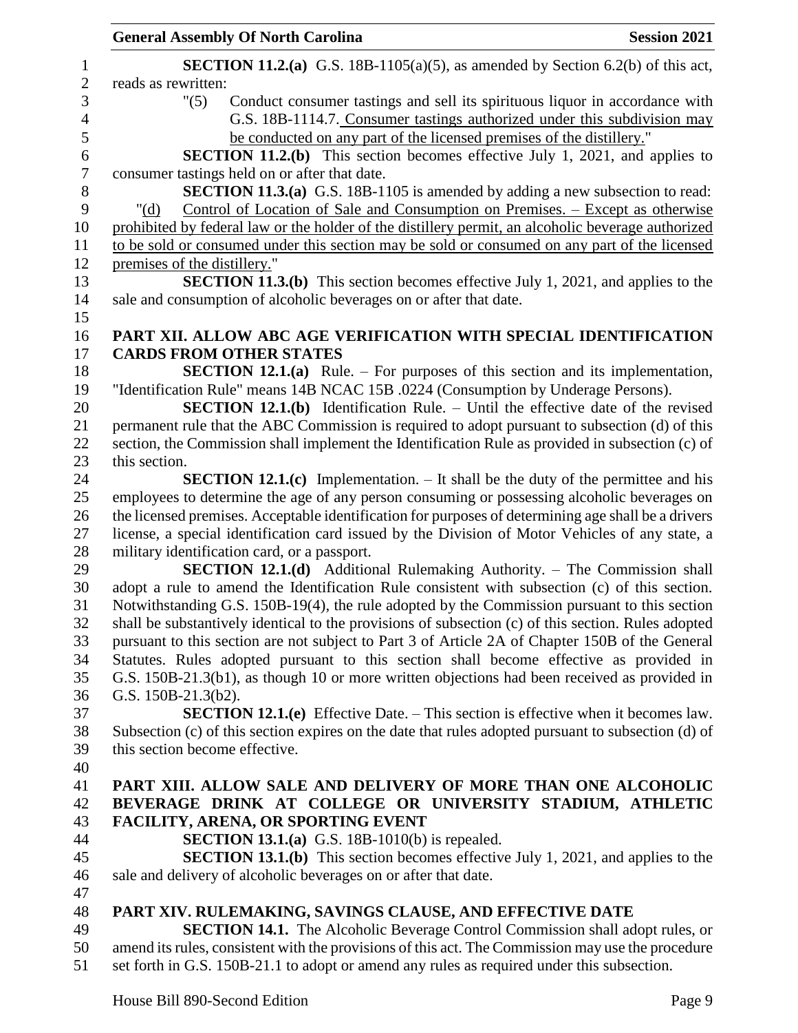**SECTION 11.2.(a)** G.S. 18B-1105(a)(5), as amended by Section 6.2(b) of this act, reads as rewritten:

"(5) Conduct consumer tastings and sell its spirituous liquor in accordance with G.S. 18B-1114.7. Consumer tastings authorized under this subdivision may be conducted on any part of the licensed premises of the distillery."

**SECTION 11.2.(b)** This section becomes effective July 1, 2021, and applies to consumer tastings held on or after that date.

**SECTION 11.3.(a)** G.S. 18B-1105 is amended by adding a new subsection to read:

"(d) Control of Location of Sale and Consumption on Premises. – Except as otherwise prohibited by federal law or the holder of the distillery permit, an alcoholic beverage authorized to be sold or consumed under this section may be sold or consumed on any part of the licensed premises of the distillery."

**SECTION 11.3.(b)** This section becomes effective July 1, 2021, and applies to the sale and consumption of alcoholic beverages on or after that date.

## PART XII. ALLOW ABC AGE VERIFICATION WITH SPECIAL IDENTIFICATION CARDS FROM OTHER STATES

**SECTION 12.1.(a)** Rule. – For purposes of this section and its implementation, "Identification Rule" means 14B NCAC 15B .0224 (Consumption by Underage Persons).

**SECTION 12.1.(b)** Identification Rule. – Until the effective date of the revised permanent rule that the ABC Commission is required to adopt pursuant to subsection (d) of this section, the Commission shall implement the Identification Rule as provided in subsection (c) of this section.

**SECTION 12.1.(c)** Implementation. – It shall be the duty of the permittee and his employees to determine the age of any person consuming or possessing alcoholic beverages on the licensed premises. Acceptable identification for purposes of determining age shall be a drivers license, a special identification card issued by the Division of Motor Vehicles of any state, a military identification card, or a passport.

**SECTION 12.1.(d)** Additional Rulemaking Authority. – The Commission shall adopt a rule to amend the Identification Rule consistent with subsection (c) of this section. Notwithstanding G.S. 150B-19(4), the rule adopted by the Commission pursuant to this section shall be substantively identical to the provisions of subsection (c) of this section. Rules adopted pursuant to this section are not subject to Part 3 of Article 2A of Chapter 150B of the General Statutes. Rules adopted pursuant to this section shall become effective as provided in G.S. 150B-21.3(b1), as though 10 or more written objections had been received as provided in G.S. 150B-21.3(b2).

**SECTION 12.1.(e)** Effective Date. – This section is effective when it becomes law. Subsection (c) of this section expires on the date that rules adopted pursuant to subsection (d) of this section become effective.

## PART XIII. ALLOW SALE AND DELIVERY OF MORE THAN ONE ALCOHOLIC BEVERAGE DRINK AT COLLEGE OR UNIVERSITY STADIUM, ATHLETIC FACILITY, ARENA, OR SPORTING EVENT

**SECTION 13.1.(a)** G.S. 18B-1010(b) is repealed.

**SECTION 13.1.(b)** This section becomes effective July 1, 2021, and applies to the sale and delivery of alcoholic beverages on or after that date.

## PART XIV. RULEMAKING, SAVINGS CLAUSE, AND EFFECTIVE DATE

**SECTION 14.1.** The Alcoholic Beverage Control Commission shall adopt rules, or amend its rules, consistent with the provisions of this act. The Commission may use the procedure set forth in G.S. 150B-21.1 to adopt or amend any rules as required under this subsection.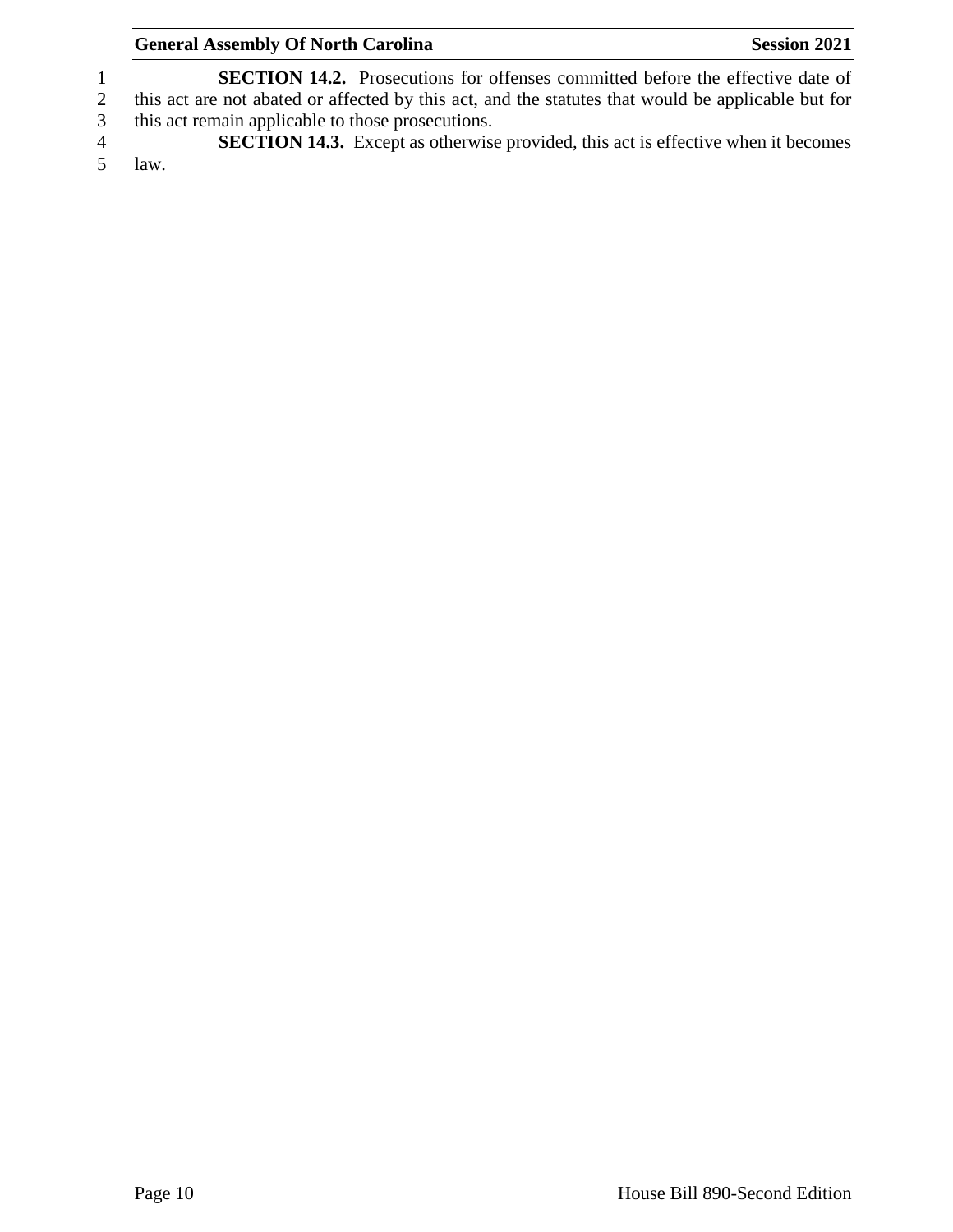**SECTION 14.2.** Prosecutions for offenses committed before the effective date of this act are not abated or affected by this act, and the statutes that would be applicable but for this act remain applicable to those prosecutions.

**SECTION 14.3.** Except as otherwise provided, this act is effective when it becomes law.